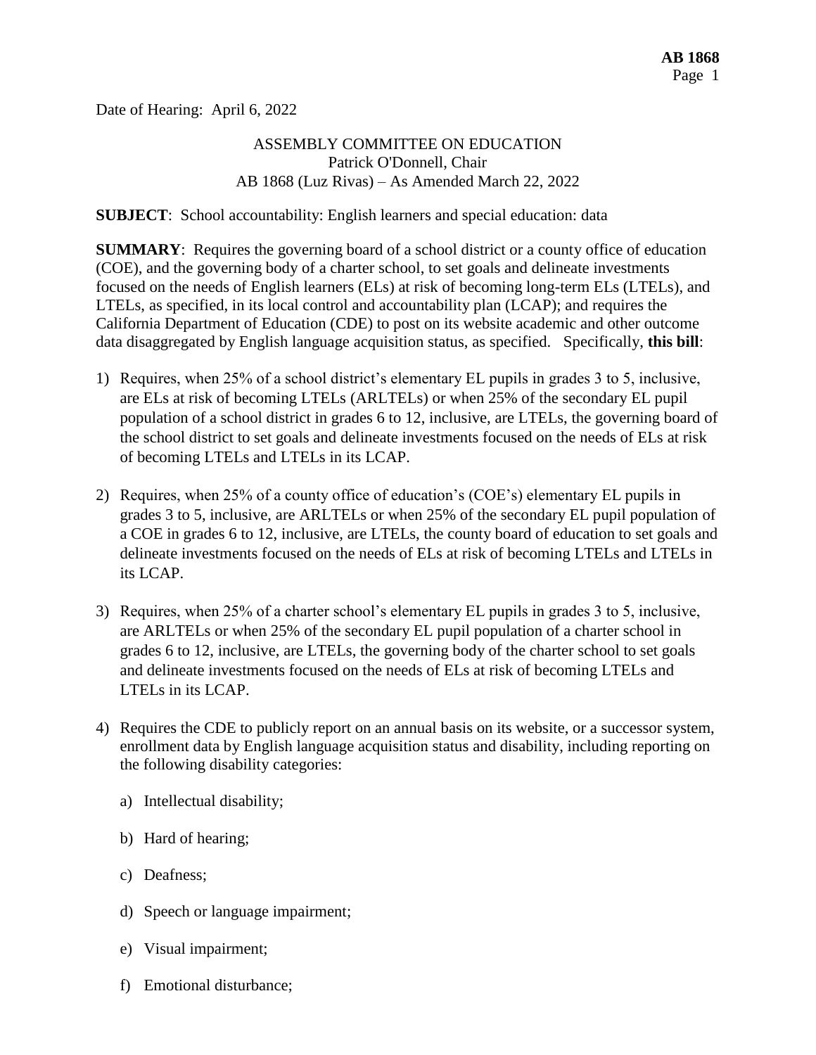Date of Hearing: April 6, 2022

ASSEMBLY COMMITTEE ON EDUCATION
Patrick O'Donnell, Chair
AB 1868 (Luz Rivas) – As Amended March 22, 2022

**SUBJECT**: School accountability: English learners and special education: data

**SUMMARY**: Requires the governing board of a school district or a county office of education (COE), and the governing body of a charter school, to set goals and delineate investments focused on the needs of English learners (ELs) at risk of becoming long-term ELs (LTELs), and LTELs, as specified, in its local control and accountability plan (LCAP); and requires the California Department of Education (CDE) to post on its website academic and other outcome data disaggregated by English language acquisition status, as specified. Specifically, **this bill**:

1) Requires, when 25% of a school district's elementary EL pupils in grades 3 to 5, inclusive, are ELs at risk of becoming LTELs (ARLTELs) or when 25% of the secondary EL pupil population of a school district in grades 6 to 12, inclusive, are LTELs, the governing board of the school district to set goals and delineate investments focused on the needs of ELs at risk of becoming LTELs and LTELs in its LCAP.

2) Requires, when 25% of a county office of education's (COE's) elementary EL pupils in grades 3 to 5, inclusive, are ARLTELs or when 25% of the secondary EL pupil population of a COE in grades 6 to 12, inclusive, are LTELs, the county board of education to set goals and delineate investments focused on the needs of ELs at risk of becoming LTELs and LTELs in its LCAP.

3) Requires, when 25% of a charter school's elementary EL pupils in grades 3 to 5, inclusive, are ARLTELs or when 25% of the secondary EL pupil population of a charter school in grades 6 to 12, inclusive, are LTELs, the governing body of the charter school to set goals and delineate investments focused on the needs of ELs at risk of becoming LTELs and LTELs in its LCAP.

4) Requires the CDE to publicly report on an annual basis on its website, or a successor system, enrollment data by English language acquisition status and disability, including reporting on the following disability categories:

   a) Intellectual disability;

   b) Hard of hearing;

   c) Deafness;

   d) Speech or language impairment;

   e) Visual impairment;

   f) Emotional disturbance;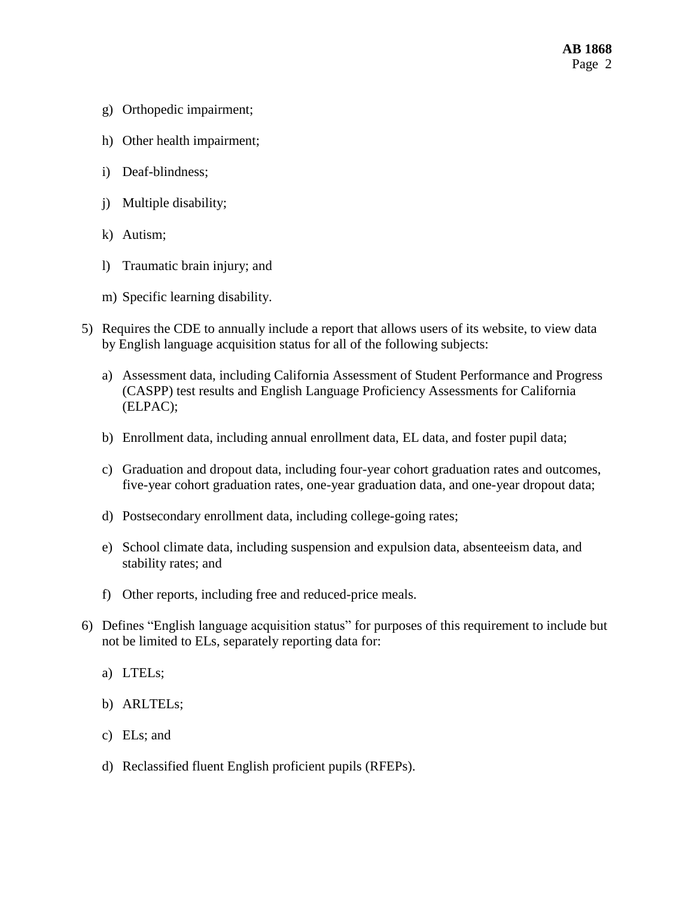g) Orthopedic impairment;

   h) Other health impairment;

   i) Deaf-blindness;

   j) Multiple disability;

   k) Autism;

   l) Traumatic brain injury; and

   m) Specific learning disability.

5) Requires the CDE to annually include a report that allows users of its website, to view data by English language acquisition status for all of the following subjects:

   a) Assessment data, including California Assessment of Student Performance and Progress (CASPP) test results and English Language Proficiency Assessments for California (ELPAC);

   b) Enrollment data, including annual enrollment data, EL data, and foster pupil data;

   c) Graduation and dropout data, including four-year cohort graduation rates and outcomes, five-year cohort graduation rates, one-year graduation data, and one-year dropout data;

   d) Postsecondary enrollment data, including college-going rates;

   e) School climate data, including suspension and expulsion data, absenteeism data, and stability rates; and

   f) Other reports, including free and reduced-price meals.

6) Defines "English language acquisition status" for purposes of this requirement to include but not be limited to ELs, separately reporting data for:

   a) LTELs;

   b) ARLTELs;

   c) ELs; and

   d) Reclassified fluent English proficient pupils (RFEPs).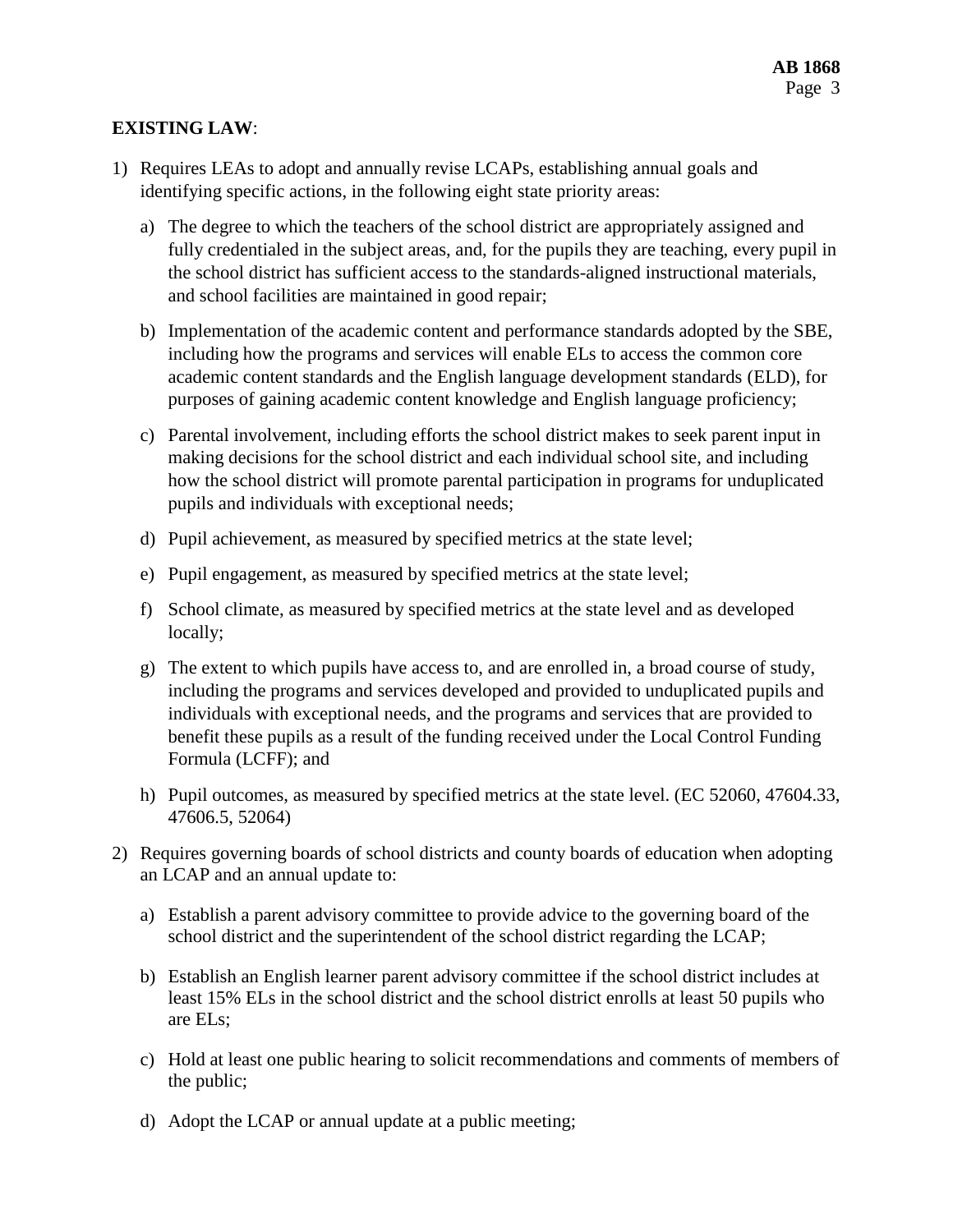**EXISTING LAW**:

1) Requires LEAs to adopt and annually revise LCAPs, establishing annual goals and identifying specific actions, in the following eight state priority areas:

   a) The degree to which the teachers of the school district are appropriately assigned and fully credentialed in the subject areas, and, for the pupils they are teaching, every pupil in the school district has sufficient access to the standards-aligned instructional materials, and school facilities are maintained in good repair;

   b) Implementation of the academic content and performance standards adopted by the SBE, including how the programs and services will enable ELs to access the common core academic content standards and the English language development standards (ELD), for purposes of gaining academic content knowledge and English language proficiency;

   c) Parental involvement, including efforts the school district makes to seek parent input in making decisions for the school district and each individual school site, and including how the school district will promote parental participation in programs for unduplicated pupils and individuals with exceptional needs;

   d) Pupil achievement, as measured by specified metrics at the state level;

   e) Pupil engagement, as measured by specified metrics at the state level;

   f) School climate, as measured by specified metrics at the state level and as developed locally;

   g) The extent to which pupils have access to, and are enrolled in, a broad course of study, including the programs and services developed and provided to unduplicated pupils and individuals with exceptional needs, and the programs and services that are provided to benefit these pupils as a result of the funding received under the Local Control Funding Formula (LCFF); and

   h) Pupil outcomes, as measured by specified metrics at the state level. (EC 52060, 47604.33, 47606.5, 52064)

2) Requires governing boards of school districts and county boards of education when adopting an LCAP and an annual update to:

   a) Establish a parent advisory committee to provide advice to the governing board of the school district and the superintendent of the school district regarding the LCAP;

   b) Establish an English learner parent advisory committee if the school district includes at least 15% ELs in the school district and the school district enrolls at least 50 pupils who are ELs;

   c) Hold at least one public hearing to solicit recommendations and comments of members of the public;

   d) Adopt the LCAP or annual update at a public meeting;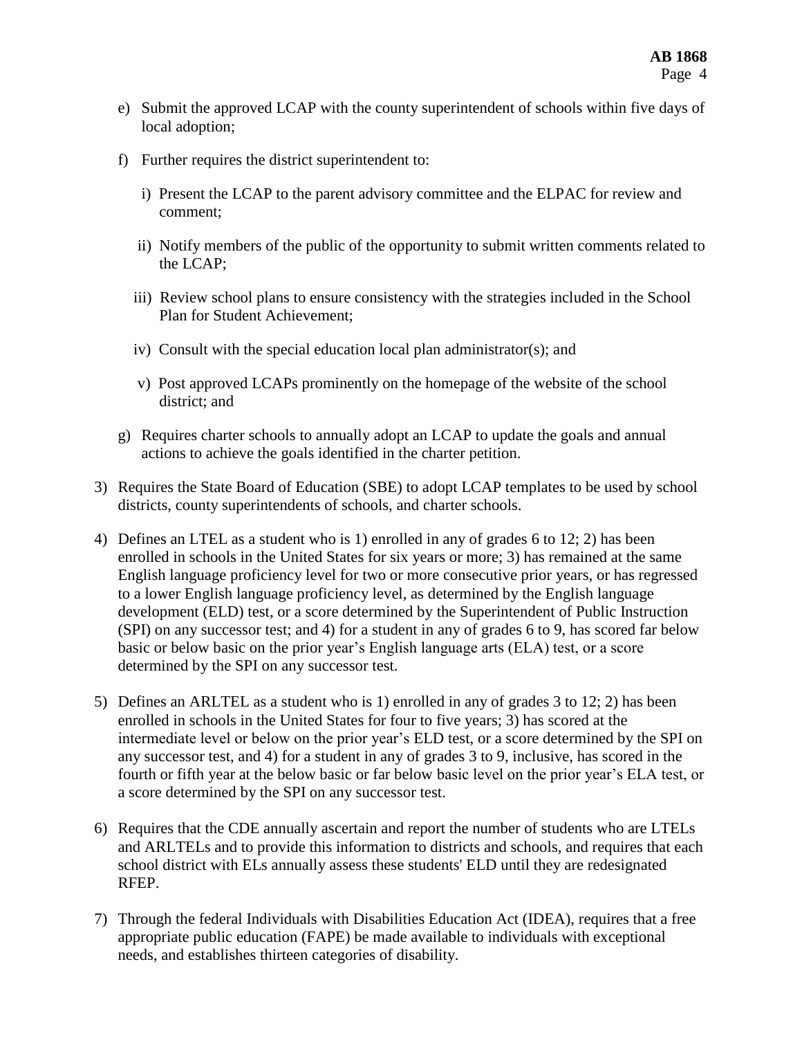e) Submit the approved LCAP with the county superintendent of schools within five days of local adoption;

f) Further requires the district superintendent to:

   i) Present the LCAP to the parent advisory committee and the ELPAC for review and comment;

   ii) Notify members of the public of the opportunity to submit written comments related to the LCAP;

   iii) Review school plans to ensure consistency with the strategies included in the School Plan for Student Achievement;

   iv) Consult with the special education local plan administrator(s); and

   v) Post approved LCAPs prominently on the homepage of the website of the school district; and

g) Requires charter schools to annually adopt an LCAP to update the goals and annual actions to achieve the goals identified in the charter petition.

3) Requires the State Board of Education (SBE) to adopt LCAP templates to be used by school districts, county superintendents of schools, and charter schools.

4) Defines an LTEL as a student who is 1) enrolled in any of grades 6 to 12; 2) has been enrolled in schools in the United States for six years or more; 3) has remained at the same English language proficiency level for two or more consecutive prior years, or has regressed to a lower English language proficiency level, as determined by the English language development (ELD) test, or a score determined by the Superintendent of Public Instruction (SPI) on any successor test; and 4) for a student in any of grades 6 to 9, has scored far below basic or below basic on the prior year's English language arts (ELA) test, or a score determined by the SPI on any successor test.

5) Defines an ARLTEL as a student who is 1) enrolled in any of grades 3 to 12; 2) has been enrolled in schools in the United States for four to five years; 3) has scored at the intermediate level or below on the prior year's ELD test, or a score determined by the SPI on any successor test, and 4) for a student in any of grades 3 to 9, inclusive, has scored in the fourth or fifth year at the below basic or far below basic level on the prior year's ELA test, or a score determined by the SPI on any successor test.

6) Requires that the CDE annually ascertain and report the number of students who are LTELs and ARLTELs and to provide this information to districts and schools, and requires that each school district with ELs annually assess these students' ELD until they are redesignated RFEP.

7) Through the federal Individuals with Disabilities Education Act (IDEA), requires that a free appropriate public education (FAPE) be made available to individuals with exceptional needs, and establishes thirteen categories of disability.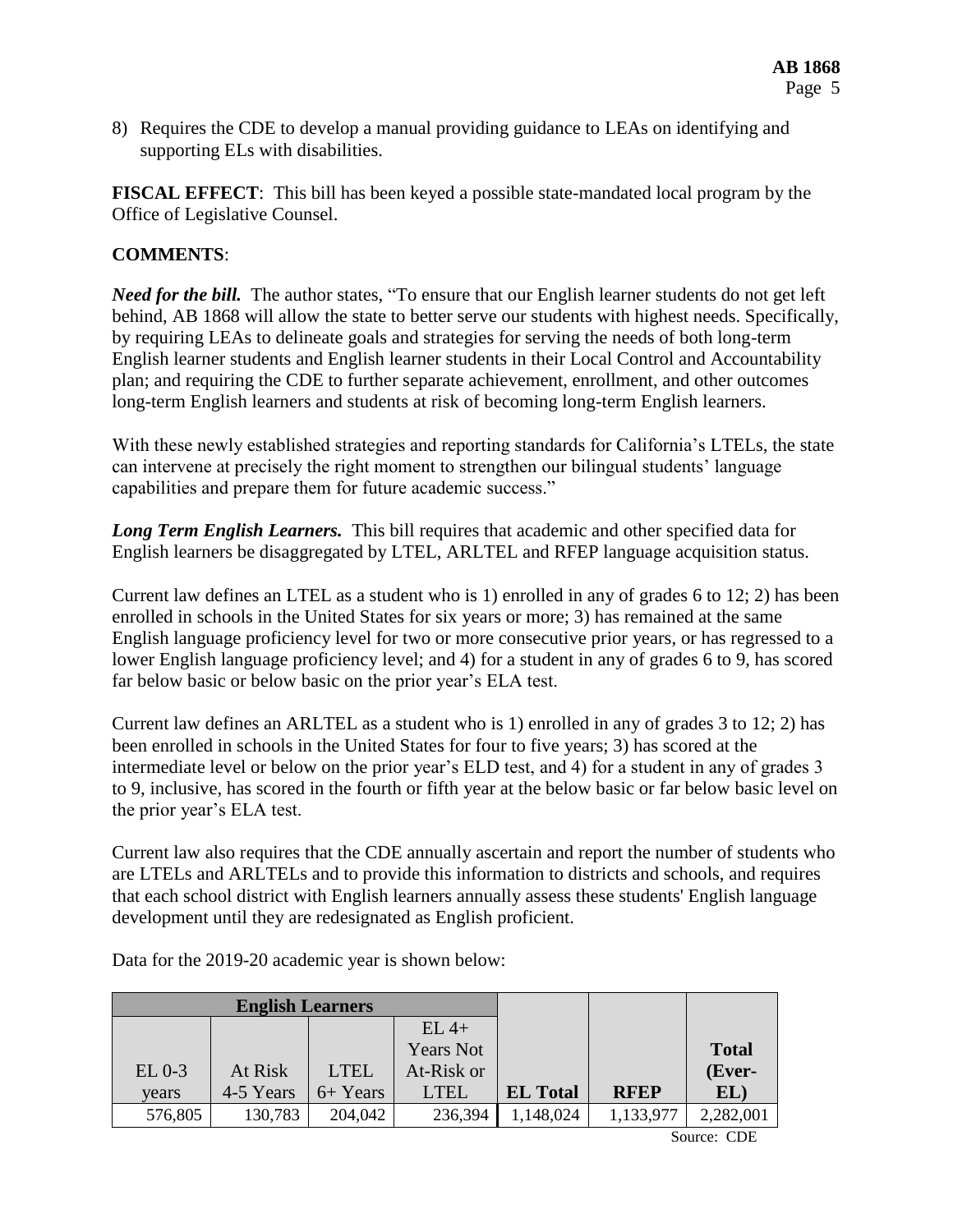8) Requires the CDE to develop a manual providing guidance to LEAs on identifying and supporting ELs with disabilities.

**FISCAL EFFECT**: This bill has been keyed a possible state-mandated local program by the Office of Legislative Counsel.

**COMMENTS**:

***Need for the bill.*** The author states, "To ensure that our English learner students do not get left behind, AB 1868 will allow the state to better serve our students with highest needs. Specifically, by requiring LEAs to delineate goals and strategies for serving the needs of both long-term English learner students and English learner students in their Local Control and Accountability plan; and requiring the CDE to further separate achievement, enrollment, and other outcomes long-term English learners and students at risk of becoming long-term English learners.

With these newly established strategies and reporting standards for California's LTELs, the state can intervene at precisely the right moment to strengthen our bilingual students' language capabilities and prepare them for future academic success."

***Long Term English Learners.*** This bill requires that academic and other specified data for English learners be disaggregated by LTEL, ARLTEL and RFEP language acquisition status.

Current law defines an LTEL as a student who is 1) enrolled in any of grades 6 to 12; 2) has been enrolled in schools in the United States for six years or more; 3) has remained at the same English language proficiency level for two or more consecutive prior years, or has regressed to a lower English language proficiency level; and 4) for a student in any of grades 6 to 9, has scored far below basic or below basic on the prior year's ELA test.

Current law defines an ARLTEL as a student who is 1) enrolled in any of grades 3 to 12; 2) has been enrolled in schools in the United States for four to five years; 3) has scored at the intermediate level or below on the prior year's ELD test, and 4) for a student in any of grades 3 to 9, inclusive, has scored in the fourth or fifth year at the below basic or far below basic level on the prior year's ELA test.

Current law also requires that the CDE annually ascertain and report the number of students who are LTELs and ARLTELs and to provide this information to districts and schools, and requires that each school district with English learners annually assess these students' English language development until they are redesignated as English proficient.

Data for the 2019-20 academic year is shown below:

| **English Learners** | | | | | | |
|---|---|---|---|---|---|---|
| EL 0-3 years | At Risk 4-5 Years | LTEL 6+ Years | EL 4+ Years Not At-Risk or LTEL | **EL Total** | **RFEP** | **Total (Ever-EL)** |
| 576,805 | 130,783 | 204,042 | 236,394 | 1,148,024 | 1,133,977 | 2,282,001 |

Source: CDE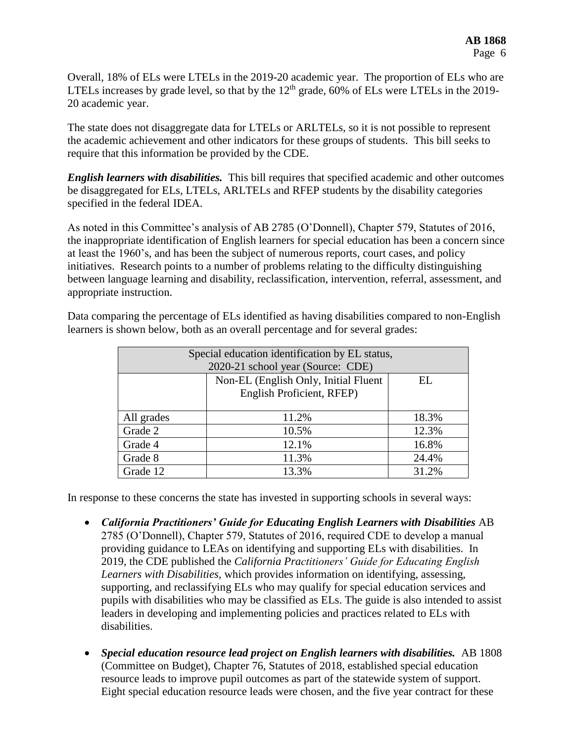Overall, 18% of ELs were LTELs in the 2019-20 academic year. The proportion of ELs who are LTELs increases by grade level, so that by the 12th grade, 60% of ELs were LTELs in the 2019-20 academic year.

The state does not disaggregate data for LTELs or ARLTELs, so it is not possible to represent the academic achievement and other indicators for these groups of students. This bill seeks to require that this information be provided by the CDE.

***English learners with disabilities.*** This bill requires that specified academic and other outcomes be disaggregated for ELs, LTELs, ARLTELs and RFEP students by the disability categories specified in the federal IDEA.

As noted in this Committee's analysis of AB 2785 (O'Donnell), Chapter 579, Statutes of 2016, the inappropriate identification of English learners for special education has been a concern since at least the 1960's, and has been the subject of numerous reports, court cases, and policy initiatives. Research points to a number of problems relating to the difficulty distinguishing between language learning and disability, reclassification, intervention, referral, assessment, and appropriate instruction.

Data comparing the percentage of ELs identified as having disabilities compared to non-English learners is shown below, both as an overall percentage and for several grades:

| Special education identification by EL status, 2020-21 school year (Source: CDE) | | |
|---|---|---|
| | Non-EL (English Only, Initial Fluent English Proficient, RFEP) | EL |
| All grades | 11.2% | 18.3% |
| Grade 2 | 10.5% | 12.3% |
| Grade 4 | 12.1% | 16.8% |
| Grade 8 | 11.3% | 24.4% |
| Grade 12 | 13.3% | 31.2% |

In response to these concerns the state has invested in supporting schools in several ways:

- ***California Practitioners' Guide for Educating English Learners with Disabilities*** AB 2785 (O'Donnell), Chapter 579, Statutes of 2016, required CDE to develop a manual providing guidance to LEAs on identifying and supporting ELs with disabilities. In 2019, the CDE published the *California Practitioners' Guide for Educating English Learners with Disabilities*, which provides information on identifying, assessing, supporting, and reclassifying ELs who may qualify for special education services and pupils with disabilities who may be classified as ELs. The guide is also intended to assist leaders in developing and implementing policies and practices related to ELs with disabilities.

- ***Special education resource lead project on English learners with disabilities.*** AB 1808 (Committee on Budget), Chapter 76, Statutes of 2018, established special education resource leads to improve pupil outcomes as part of the statewide system of support. Eight special education resource leads were chosen, and the five year contract for these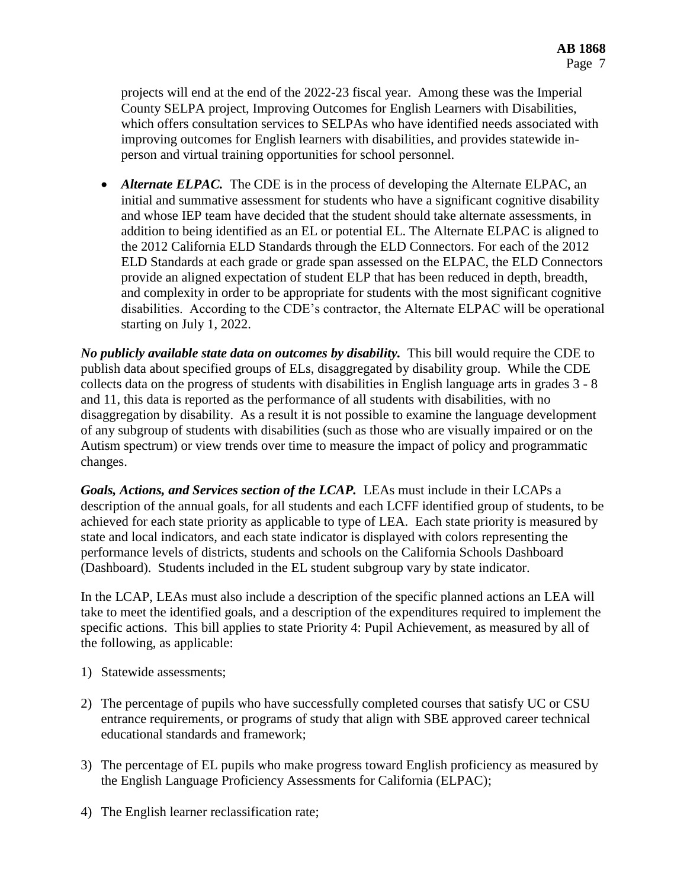projects will end at the end of the 2022-23 fiscal year. Among these was the Imperial County SELPA project, Improving Outcomes for English Learners with Disabilities, which offers consultation services to SELPAs who have identified needs associated with improving outcomes for English learners with disabilities, and provides statewide in-person and virtual training opportunities for school personnel.

- ***Alternate ELPAC.*** The CDE is in the process of developing the Alternate ELPAC, an initial and summative assessment for students who have a significant cognitive disability and whose IEP team have decided that the student should take alternate assessments, in addition to being identified as an EL or potential EL. The Alternate ELPAC is aligned to the 2012 California ELD Standards through the ELD Connectors. For each of the 2012 ELD Standards at each grade or grade span assessed on the ELPAC, the ELD Connectors provide an aligned expectation of student ELP that has been reduced in depth, breadth, and complexity in order to be appropriate for students with the most significant cognitive disabilities. According to the CDE's contractor, the Alternate ELPAC will be operational starting on July 1, 2022.

***No publicly available state data on outcomes by disability.*** This bill would require the CDE to publish data about specified groups of ELs, disaggregated by disability group. While the CDE collects data on the progress of students with disabilities in English language arts in grades 3 - 8 and 11, this data is reported as the performance of all students with disabilities, with no disaggregation by disability. As a result it is not possible to examine the language development of any subgroup of students with disabilities (such as those who are visually impaired or on the Autism spectrum) or view trends over time to measure the impact of policy and programmatic changes.

***Goals, Actions, and Services section of the LCAP.*** LEAs must include in their LCAPs a description of the annual goals, for all students and each LCFF identified group of students, to be achieved for each state priority as applicable to type of LEA. Each state priority is measured by state and local indicators, and each state indicator is displayed with colors representing the performance levels of districts, students and schools on the California Schools Dashboard (Dashboard). Students included in the EL student subgroup vary by state indicator.

In the LCAP, LEAs must also include a description of the specific planned actions an LEA will take to meet the identified goals, and a description of the expenditures required to implement the specific actions. This bill applies to state Priority 4: Pupil Achievement, as measured by all of the following, as applicable:

1) Statewide assessments;

2) The percentage of pupils who have successfully completed courses that satisfy UC or CSU entrance requirements, or programs of study that align with SBE approved career technical educational standards and framework;

3) The percentage of EL pupils who make progress toward English proficiency as measured by the English Language Proficiency Assessments for California (ELPAC);

4) The English learner reclassification rate;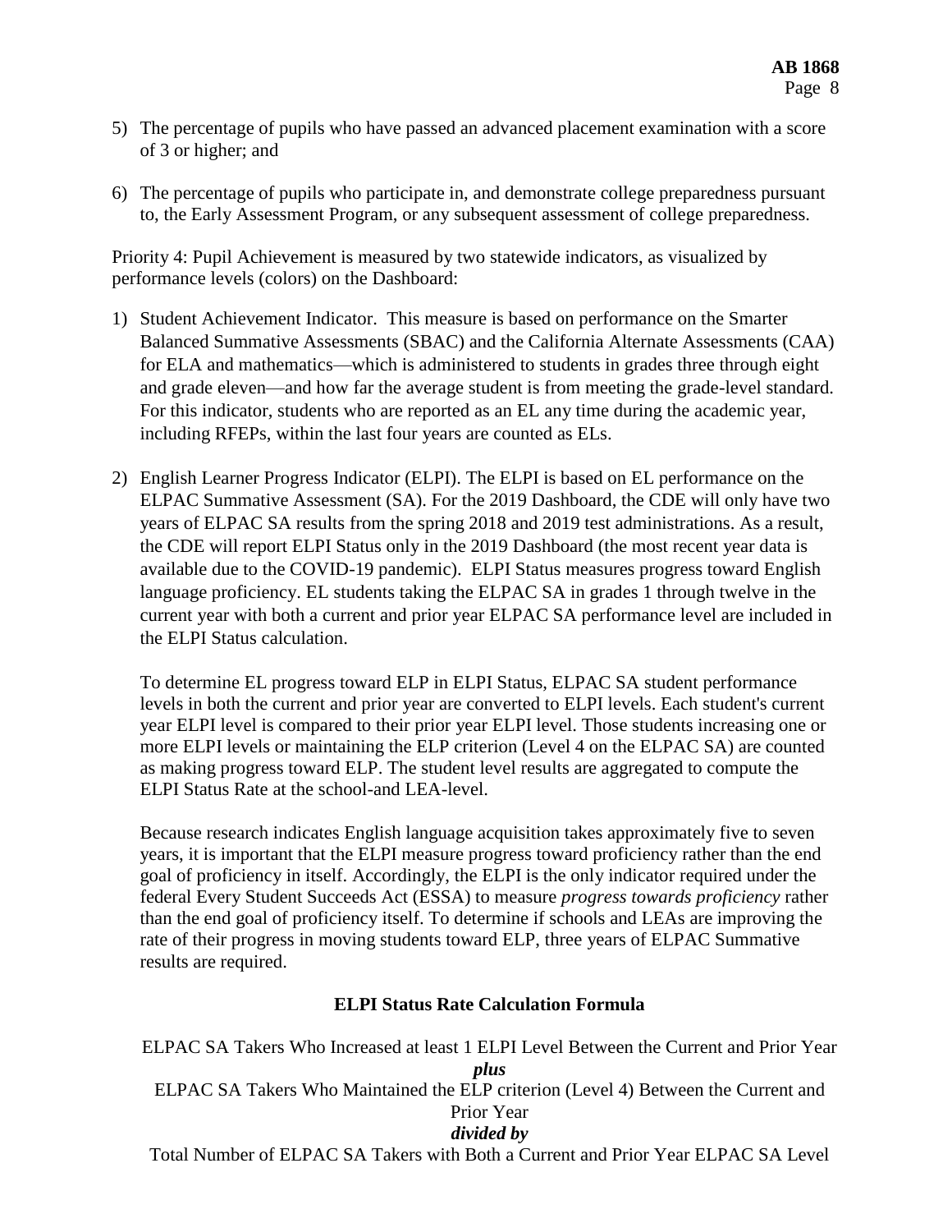5) The percentage of pupils who have passed an advanced placement examination with a score of 3 or higher; and

6) The percentage of pupils who participate in, and demonstrate college preparedness pursuant to, the Early Assessment Program, or any subsequent assessment of college preparedness.

Priority 4: Pupil Achievement is measured by two statewide indicators, as visualized by performance levels (colors) on the Dashboard:

1) Student Achievement Indicator. This measure is based on performance on the Smarter Balanced Summative Assessments (SBAC) and the California Alternate Assessments (CAA) for ELA and mathematics—which is administered to students in grades three through eight and grade eleven—and how far the average student is from meeting the grade-level standard. For this indicator, students who are reported as an EL any time during the academic year, including RFEPs, within the last four years are counted as ELs.

2) English Learner Progress Indicator (ELPI). The ELPI is based on EL performance on the ELPAC Summative Assessment (SA). For the 2019 Dashboard, the CDE will only have two years of ELPAC SA results from the spring 2018 and 2019 test administrations. As a result, the CDE will report ELPI Status only in the 2019 Dashboard (the most recent year data is available due to the COVID-19 pandemic). ELPI Status measures progress toward English language proficiency. EL students taking the ELPAC SA in grades 1 through twelve in the current year with both a current and prior year ELPAC SA performance level are included in the ELPI Status calculation.

   To determine EL progress toward ELP in ELPI Status, ELPAC SA student performance levels in both the current and prior year are converted to ELPI levels. Each student's current year ELPI level is compared to their prior year ELPI level. Those students increasing one or more ELPI levels or maintaining the ELP criterion (Level 4 on the ELPAC SA) are counted as making progress toward ELP. The student level results are aggregated to compute the ELPI Status Rate at the school-and LEA-level.

   Because research indicates English language acquisition takes approximately five to seven years, it is important that the ELPI measure progress toward proficiency rather than the end goal of proficiency in itself. Accordingly, the ELPI is the only indicator required under the federal Every Student Succeeds Act (ESSA) to measure *progress towards proficiency* rather than the end goal of proficiency itself. To determine if schools and LEAs are improving the rate of their progress in moving students toward ELP, three years of ELPAC Summative results are required.

**ELPI Status Rate Calculation Formula**

ELPAC SA Takers Who Increased at least 1 ELPI Level Between the Current and Prior Year

***plus***

ELPAC SA Takers Who Maintained the ELP criterion (Level 4) Between the Current and Prior Year

***divided by***

Total Number of ELPAC SA Takers with Both a Current and Prior Year ELPAC SA Level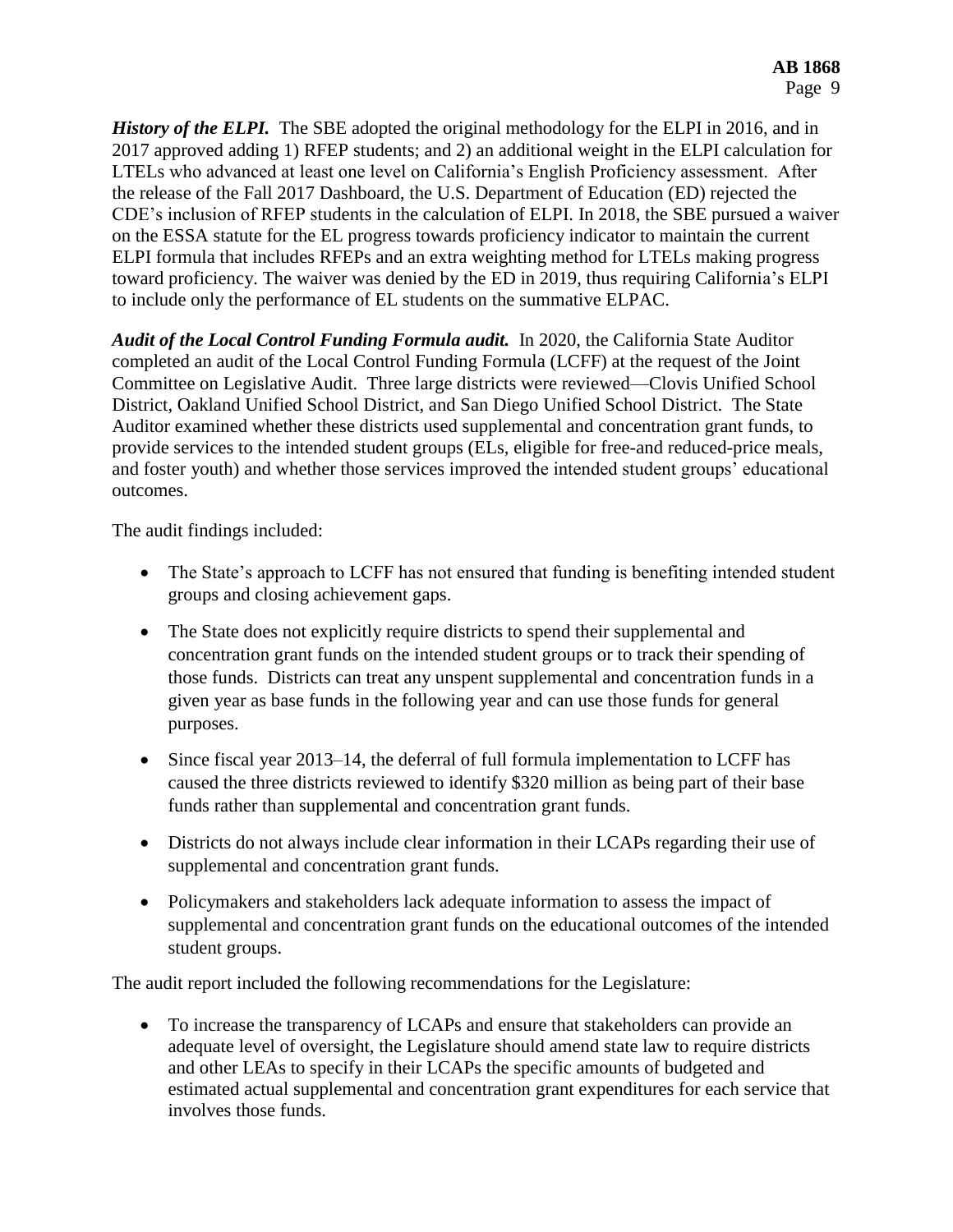***History of the ELPI.*** The SBE adopted the original methodology for the ELPI in 2016, and in 2017 approved adding 1) RFEP students; and 2) an additional weight in the ELPI calculation for LTELs who advanced at least one level on California's English Proficiency assessment. After the release of the Fall 2017 Dashboard, the U.S. Department of Education (ED) rejected the CDE's inclusion of RFEP students in the calculation of ELPI. In 2018, the SBE pursued a waiver on the ESSA statute for the EL progress towards proficiency indicator to maintain the current ELPI formula that includes RFEPs and an extra weighting method for LTELs making progress toward proficiency. The waiver was denied by the ED in 2019, thus requiring California's ELPI to include only the performance of EL students on the summative ELPAC.

***Audit of the Local Control Funding Formula audit.*** In 2020, the California State Auditor completed an audit of the Local Control Funding Formula (LCFF) at the request of the Joint Committee on Legislative Audit. Three large districts were reviewed—Clovis Unified School District, Oakland Unified School District, and San Diego Unified School District. The State Auditor examined whether these districts used supplemental and concentration grant funds, to provide services to the intended student groups (ELs, eligible for free-and reduced-price meals, and foster youth) and whether those services improved the intended student groups' educational outcomes.

The audit findings included:

- The State's approach to LCFF has not ensured that funding is benefiting intended student groups and closing achievement gaps.
- The State does not explicitly require districts to spend their supplemental and concentration grant funds on the intended student groups or to track their spending of those funds. Districts can treat any unspent supplemental and concentration funds in a given year as base funds in the following year and can use those funds for general purposes.
- Since fiscal year 2013–14, the deferral of full formula implementation to LCFF has caused the three districts reviewed to identify $320 million as being part of their base funds rather than supplemental and concentration grant funds.
- Districts do not always include clear information in their LCAPs regarding their use of supplemental and concentration grant funds.
- Policymakers and stakeholders lack adequate information to assess the impact of supplemental and concentration grant funds on the educational outcomes of the intended student groups.

The audit report included the following recommendations for the Legislature:

- To increase the transparency of LCAPs and ensure that stakeholders can provide an adequate level of oversight, the Legislature should amend state law to require districts and other LEAs to specify in their LCAPs the specific amounts of budgeted and estimated actual supplemental and concentration grant expenditures for each service that involves those funds.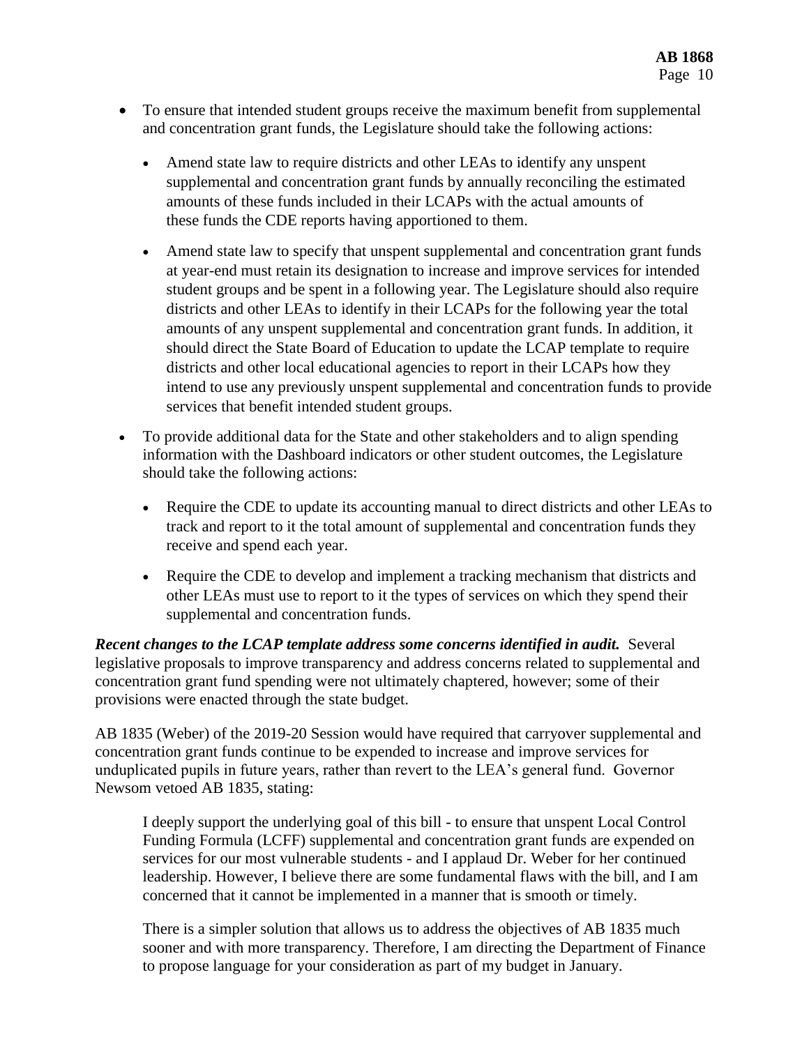- To ensure that intended student groups receive the maximum benefit from supplemental and concentration grant funds, the Legislature should take the following actions:
  - Amend state law to require districts and other LEAs to identify any unspent supplemental and concentration grant funds by annually reconciling the estimated amounts of these funds included in their LCAPs with the actual amounts of these funds the CDE reports having apportioned to them.
  - Amend state law to specify that unspent supplemental and concentration grant funds at year-end must retain its designation to increase and improve services for intended student groups and be spent in a following year. The Legislature should also require districts and other LEAs to identify in their LCAPs for the following year the total amounts of any unspent supplemental and concentration grant funds. In addition, it should direct the State Board of Education to update the LCAP template to require districts and other local educational agencies to report in their LCAPs how they intend to use any previously unspent supplemental and concentration funds to provide services that benefit intended student groups.
- To provide additional data for the State and other stakeholders and to align spending information with the Dashboard indicators or other student outcomes, the Legislature should take the following actions:
  - Require the CDE to update its accounting manual to direct districts and other LEAs to track and report to it the total amount of supplemental and concentration funds they receive and spend each year.
  - Require the CDE to develop and implement a tracking mechanism that districts and other LEAs must use to report to it the types of services on which they spend their supplemental and concentration funds.

***Recent changes to the LCAP template address some concerns identified in audit.*** Several legislative proposals to improve transparency and address concerns related to supplemental and concentration grant fund spending were not ultimately chaptered, however; some of their provisions were enacted through the state budget.

AB 1835 (Weber) of the 2019-20 Session would have required that carryover supplemental and concentration grant funds continue to be expended to increase and improve services for unduplicated pupils in future years, rather than revert to the LEA's general fund. Governor Newsom vetoed AB 1835, stating:

> I deeply support the underlying goal of this bill - to ensure that unspent Local Control Funding Formula (LCFF) supplemental and concentration grant funds are expended on services for our most vulnerable students - and I applaud Dr. Weber for her continued leadership. However, I believe there are some fundamental flaws with the bill, and I am concerned that it cannot be implemented in a manner that is smooth or timely.
>
> There is a simpler solution that allows us to address the objectives of AB 1835 much sooner and with more transparency. Therefore, I am directing the Department of Finance to propose language for your consideration as part of my budget in January.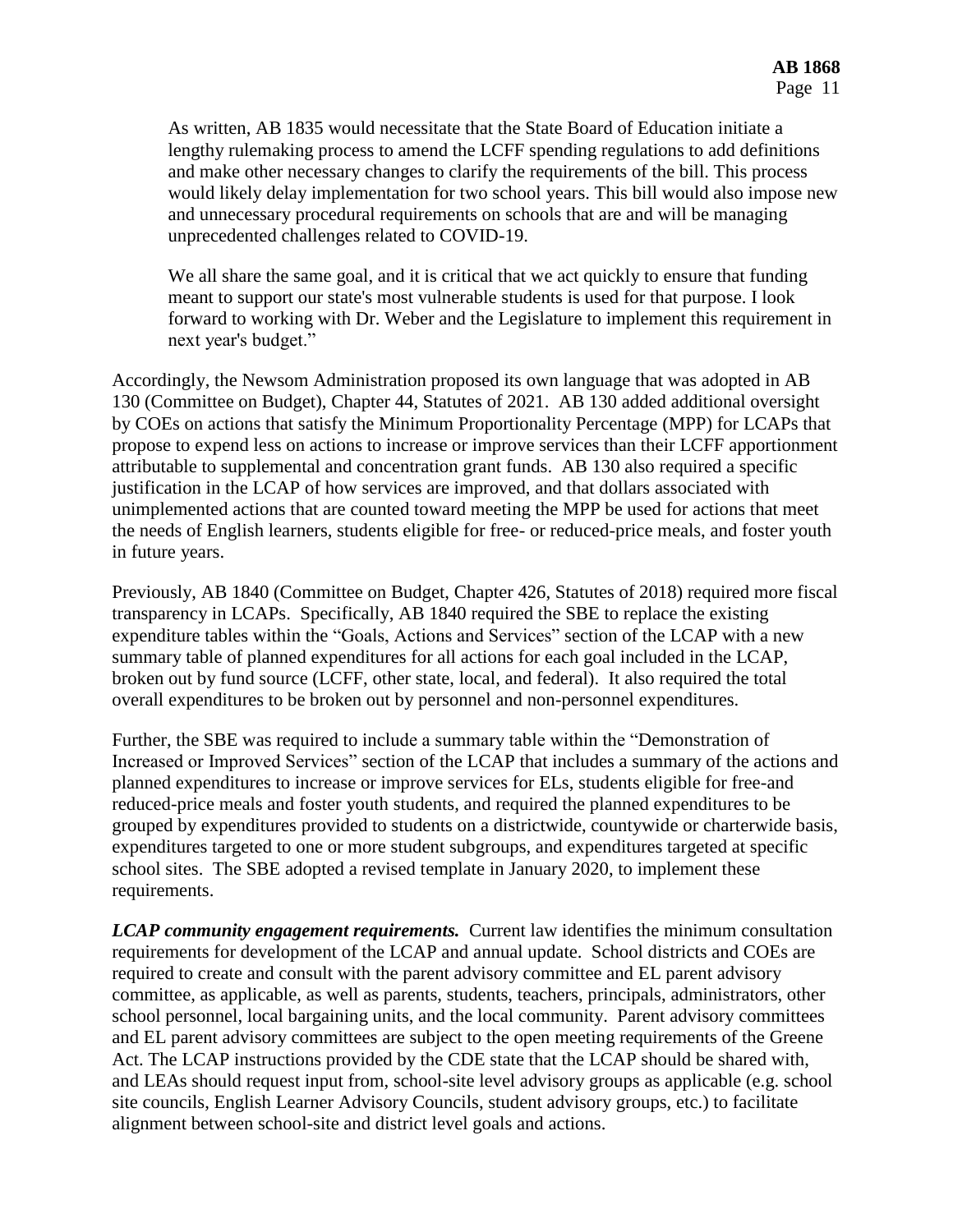> As written, AB 1835 would necessitate that the State Board of Education initiate a lengthy rulemaking process to amend the LCFF spending regulations to add definitions and make other necessary changes to clarify the requirements of the bill. This process would likely delay implementation for two school years. This bill would also impose new and unnecessary procedural requirements on schools that are and will be managing unprecedented challenges related to COVID-19.
>
> We all share the same goal, and it is critical that we act quickly to ensure that funding meant to support our state's most vulnerable students is used for that purpose. I look forward to working with Dr. Weber and the Legislature to implement this requirement in next year's budget."

Accordingly, the Newsom Administration proposed its own language that was adopted in AB 130 (Committee on Budget), Chapter 44, Statutes of 2021. AB 130 added additional oversight by COEs on actions that satisfy the Minimum Proportionality Percentage (MPP) for LCAPs that propose to expend less on actions to increase or improve services than their LCFF apportionment attributable to supplemental and concentration grant funds. AB 130 also required a specific justification in the LCAP of how services are improved, and that dollars associated with unimplemented actions that are counted toward meeting the MPP be used for actions that meet the needs of English learners, students eligible for free- or reduced-price meals, and foster youth in future years.

Previously, AB 1840 (Committee on Budget, Chapter 426, Statutes of 2018) required more fiscal transparency in LCAPs. Specifically, AB 1840 required the SBE to replace the existing expenditure tables within the "Goals, Actions and Services" section of the LCAP with a new summary table of planned expenditures for all actions for each goal included in the LCAP, broken out by fund source (LCFF, other state, local, and federal). It also required the total overall expenditures to be broken out by personnel and non-personnel expenditures.

Further, the SBE was required to include a summary table within the "Demonstration of Increased or Improved Services" section of the LCAP that includes a summary of the actions and planned expenditures to increase or improve services for ELs, students eligible for free-and reduced-price meals and foster youth students, and required the planned expenditures to be grouped by expenditures provided to students on a districtwide, countywide or charterwide basis, expenditures targeted to one or more student subgroups, and expenditures targeted at specific school sites. The SBE adopted a revised template in January 2020, to implement these requirements.

***LCAP community engagement requirements.*** Current law identifies the minimum consultation requirements for development of the LCAP and annual update. School districts and COEs are required to create and consult with the parent advisory committee and EL parent advisory committee, as applicable, as well as parents, students, teachers, principals, administrators, other school personnel, local bargaining units, and the local community. Parent advisory committees and EL parent advisory committees are subject to the open meeting requirements of the Greene Act. The LCAP instructions provided by the CDE state that the LCAP should be shared with, and LEAs should request input from, school-site level advisory groups as applicable (e.g. school site councils, English Learner Advisory Councils, student advisory groups, etc.) to facilitate alignment between school-site and district level goals and actions.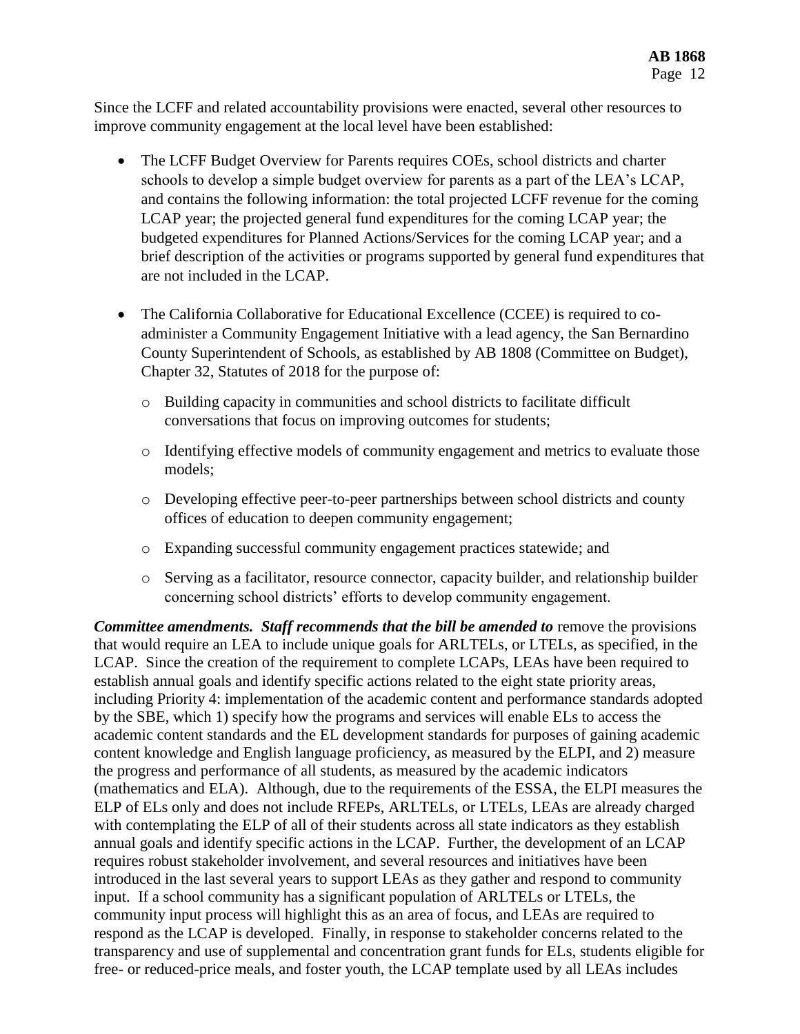Since the LCFF and related accountability provisions were enacted, several other resources to improve community engagement at the local level have been established:

- The LCFF Budget Overview for Parents requires COEs, school districts and charter schools to develop a simple budget overview for parents as a part of the LEA's LCAP, and contains the following information: the total projected LCFF revenue for the coming LCAP year; the projected general fund expenditures for the coming LCAP year; the budgeted expenditures for Planned Actions/Services for the coming LCAP year; and a brief description of the activities or programs supported by general fund expenditures that are not included in the LCAP.

- The California Collaborative for Educational Excellence (CCEE) is required to co-administer a Community Engagement Initiative with a lead agency, the San Bernardino County Superintendent of Schools, as established by AB 1808 (Committee on Budget), Chapter 32, Statutes of 2018 for the purpose of:
  - Building capacity in communities and school districts to facilitate difficult conversations that focus on improving outcomes for students;
  - Identifying effective models of community engagement and metrics to evaluate those models;
  - Developing effective peer-to-peer partnerships between school districts and county offices of education to deepen community engagement;
  - Expanding successful community engagement practices statewide; and
  - Serving as a facilitator, resource connector, capacity builder, and relationship builder concerning school districts' efforts to develop community engagement.

***Committee amendments. Staff recommends that the bill be amended to*** remove the provisions that would require an LEA to include unique goals for ARLTELs, or LTELs, as specified, in the LCAP. Since the creation of the requirement to complete LCAPs, LEAs have been required to establish annual goals and identify specific actions related to the eight state priority areas, including Priority 4: implementation of the academic content and performance standards adopted by the SBE, which 1) specify how the programs and services will enable ELs to access the academic content standards and the EL development standards for purposes of gaining academic content knowledge and English language proficiency, as measured by the ELPI, and 2) measure the progress and performance of all students, as measured by the academic indicators (mathematics and ELA). Although, due to the requirements of the ESSA, the ELPI measures the ELP of ELs only and does not include RFEPs, ARLTELs, or LTELs, LEAs are already charged with contemplating the ELP of all of their students across all state indicators as they establish annual goals and identify specific actions in the LCAP. Further, the development of an LCAP requires robust stakeholder involvement, and several resources and initiatives have been introduced in the last several years to support LEAs as they gather and respond to community input. If a school community has a significant population of ARLTELs or LTELs, the community input process will highlight this as an area of focus, and LEAs are required to respond as the LCAP is developed. Finally, in response to stakeholder concerns related to the transparency and use of supplemental and concentration grant funds for ELs, students eligible for free- or reduced-price meals, and foster youth, the LCAP template used by all LEAs includes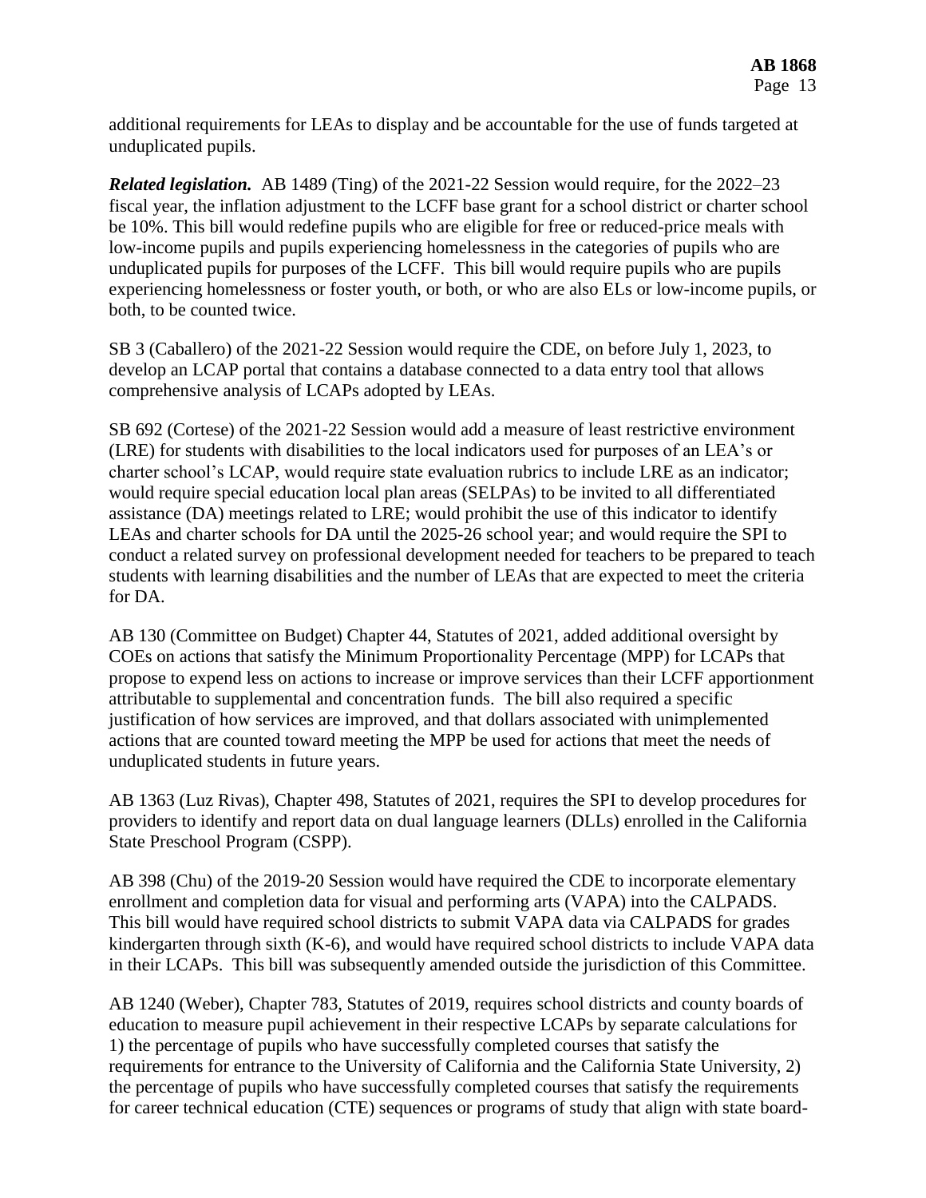additional requirements for LEAs to display and be accountable for the use of funds targeted at unduplicated pupils.

***Related legislation.*** AB 1489 (Ting) of the 2021-22 Session would require, for the 2022–23 fiscal year, the inflation adjustment to the LCFF base grant for a school district or charter school be 10%. This bill would redefine pupils who are eligible for free or reduced-price meals with low-income pupils and pupils experiencing homelessness in the categories of pupils who are unduplicated pupils for purposes of the LCFF. This bill would require pupils who are pupils experiencing homelessness or foster youth, or both, or who are also ELs or low-income pupils, or both, to be counted twice.

SB 3 (Caballero) of the 2021-22 Session would require the CDE, on before July 1, 2023, to develop an LCAP portal that contains a database connected to a data entry tool that allows comprehensive analysis of LCAPs adopted by LEAs.

SB 692 (Cortese) of the 2021-22 Session would add a measure of least restrictive environment (LRE) for students with disabilities to the local indicators used for purposes of an LEA's or charter school's LCAP, would require state evaluation rubrics to include LRE as an indicator; would require special education local plan areas (SELPAs) to be invited to all differentiated assistance (DA) meetings related to LRE; would prohibit the use of this indicator to identify LEAs and charter schools for DA until the 2025-26 school year; and would require the SPI to conduct a related survey on professional development needed for teachers to be prepared to teach students with learning disabilities and the number of LEAs that are expected to meet the criteria for DA.

AB 130 (Committee on Budget) Chapter 44, Statutes of 2021, added additional oversight by COEs on actions that satisfy the Minimum Proportionality Percentage (MPP) for LCAPs that propose to expend less on actions to increase or improve services than their LCFF apportionment attributable to supplemental and concentration funds. The bill also required a specific justification of how services are improved, and that dollars associated with unimplemented actions that are counted toward meeting the MPP be used for actions that meet the needs of unduplicated students in future years.

AB 1363 (Luz Rivas), Chapter 498, Statutes of 2021, requires the SPI to develop procedures for providers to identify and report data on dual language learners (DLLs) enrolled in the California State Preschool Program (CSPP).

AB 398 (Chu) of the 2019-20 Session would have required the CDE to incorporate elementary enrollment and completion data for visual and performing arts (VAPA) into the CALPADS. This bill would have required school districts to submit VAPA data via CALPADS for grades kindergarten through sixth (K-6), and would have required school districts to include VAPA data in their LCAPs. This bill was subsequently amended outside the jurisdiction of this Committee.

AB 1240 (Weber), Chapter 783, Statutes of 2019, requires school districts and county boards of education to measure pupil achievement in their respective LCAPs by separate calculations for 1) the percentage of pupils who have successfully completed courses that satisfy the requirements for entrance to the University of California and the California State University, 2) the percentage of pupils who have successfully completed courses that satisfy the requirements for career technical education (CTE) sequences or programs of study that align with state board-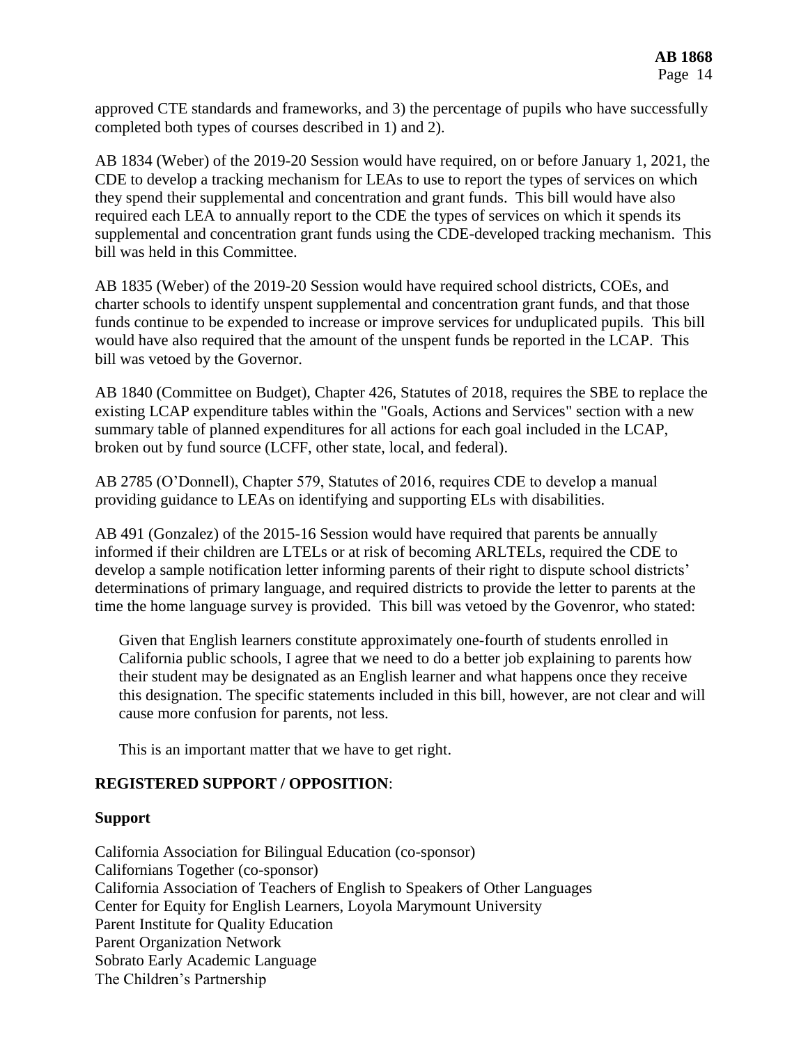approved CTE standards and frameworks, and 3) the percentage of pupils who have successfully completed both types of courses described in 1) and 2).

AB 1834 (Weber) of the 2019-20 Session would have required, on or before January 1, 2021, the CDE to develop a tracking mechanism for LEAs to use to report the types of services on which they spend their supplemental and concentration and grant funds. This bill would have also required each LEA to annually report to the CDE the types of services on which it spends its supplemental and concentration grant funds using the CDE-developed tracking mechanism. This bill was held in this Committee.

AB 1835 (Weber) of the 2019-20 Session would have required school districts, COEs, and charter schools to identify unspent supplemental and concentration grant funds, and that those funds continue to be expended to increase or improve services for unduplicated pupils. This bill would have also required that the amount of the unspent funds be reported in the LCAP. This bill was vetoed by the Governor.

AB 1840 (Committee on Budget), Chapter 426, Statutes of 2018, requires the SBE to replace the existing LCAP expenditure tables within the "Goals, Actions and Services" section with a new summary table of planned expenditures for all actions for each goal included in the LCAP, broken out by fund source (LCFF, other state, local, and federal).

AB 2785 (O'Donnell), Chapter 579, Statutes of 2016, requires CDE to develop a manual providing guidance to LEAs on identifying and supporting ELs with disabilities.

AB 491 (Gonzalez) of the 2015-16 Session would have required that parents be annually informed if their children are LTELs or at risk of becoming ARLTELs, required the CDE to develop a sample notification letter informing parents of their right to dispute school districts' determinations of primary language, and required districts to provide the letter to parents at the time the home language survey is provided. This bill was vetoed by the Govenror, who stated:

> Given that English learners constitute approximately one-fourth of students enrolled in California public schools, I agree that we need to do a better job explaining to parents how their student may be designated as an English learner and what happens once they receive this designation. The specific statements included in this bill, however, are not clear and will cause more confusion for parents, not less.
>
> This is an important matter that we have to get right.

**REGISTERED SUPPORT / OPPOSITION**:

**Support**

California Association for Bilingual Education (co-sponsor)
Californians Together (co-sponsor)
California Association of Teachers of English to Speakers of Other Languages
Center for Equity for English Learners, Loyola Marymount University
Parent Institute for Quality Education
Parent Organization Network
Sobrato Early Academic Language
The Children's Partnership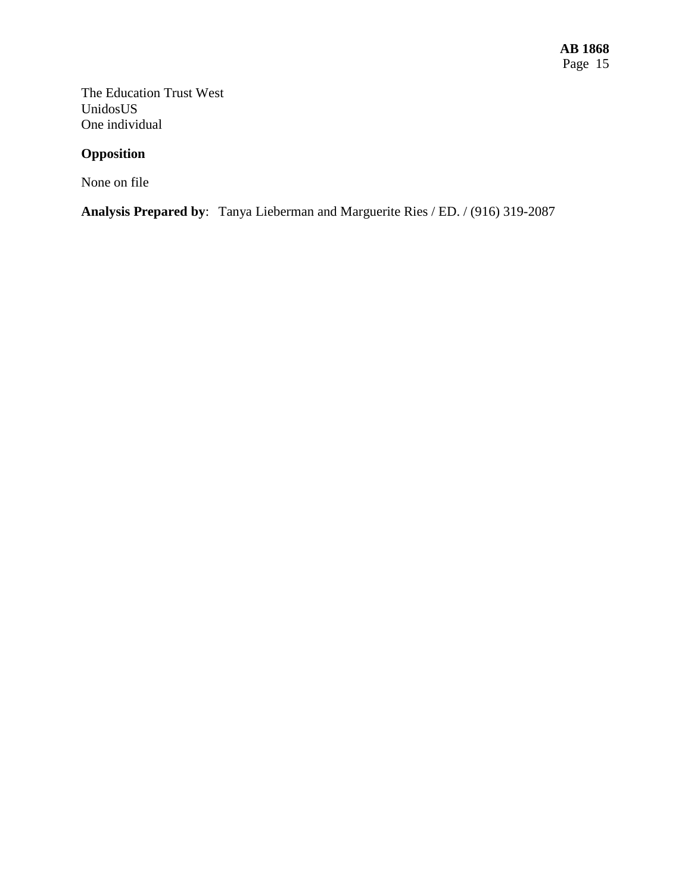The Education Trust West
UnidosUS
One individual

**Opposition**

None on file

**Analysis Prepared by**: Tanya Lieberman and Marguerite Ries / ED. / (916) 319-2087